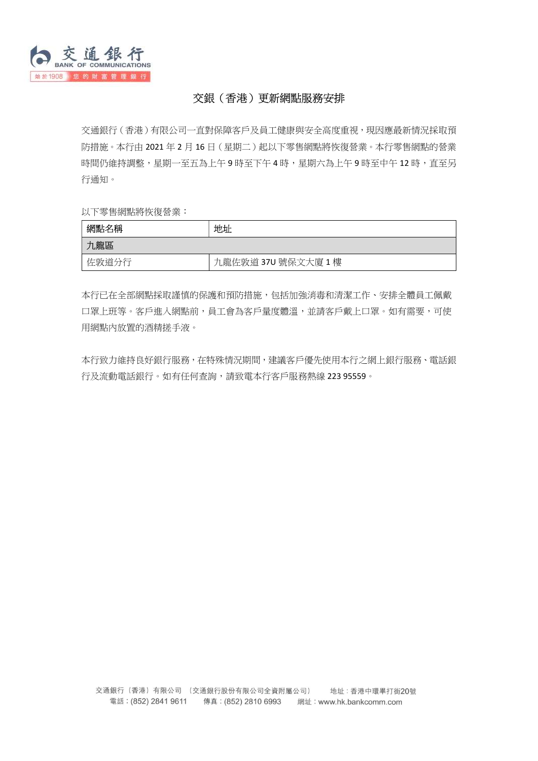# 交銀（香港）更新網點服務安排

交通銀行（香港）有限公司一直對保障客戶及員工健康與安全高度重視，現因應最新情況採取預防措施。本行由 2021 年 2 月 16 日（星期二）起以下零售網點將恢復營業。本行零售網點的營業時間仍維持調整，星期一至五為上午 9 時至下午 4 時，星期六為上午 9 時至中午 12 時，直至另行通知。

以下零售網點將恢復營業：

| 網點名稱 | 地址 |
|---|---|
| 九龍區 | |
| 佐敦道分行 | 九龍佐敦道 37U 號保文大廈 1 樓 |

本行已在全部網點採取謹慎的保護和預防措施，包括加強消毒和清潔工作、安排全體員工佩戴口罩上班等。客戶進入網點前，員工會為客戶量度體溫，並請客戶戴上口罩。如有需要，可使用網點內放置的酒精搓手液。

本行致力維持良好銀行服務，在特殊情況期間，建議客戶優先使用本行之網上銀行服務、電話銀行及流動電話銀行。如有任何查詢，請致電本行客戶服務熱線 223 95559。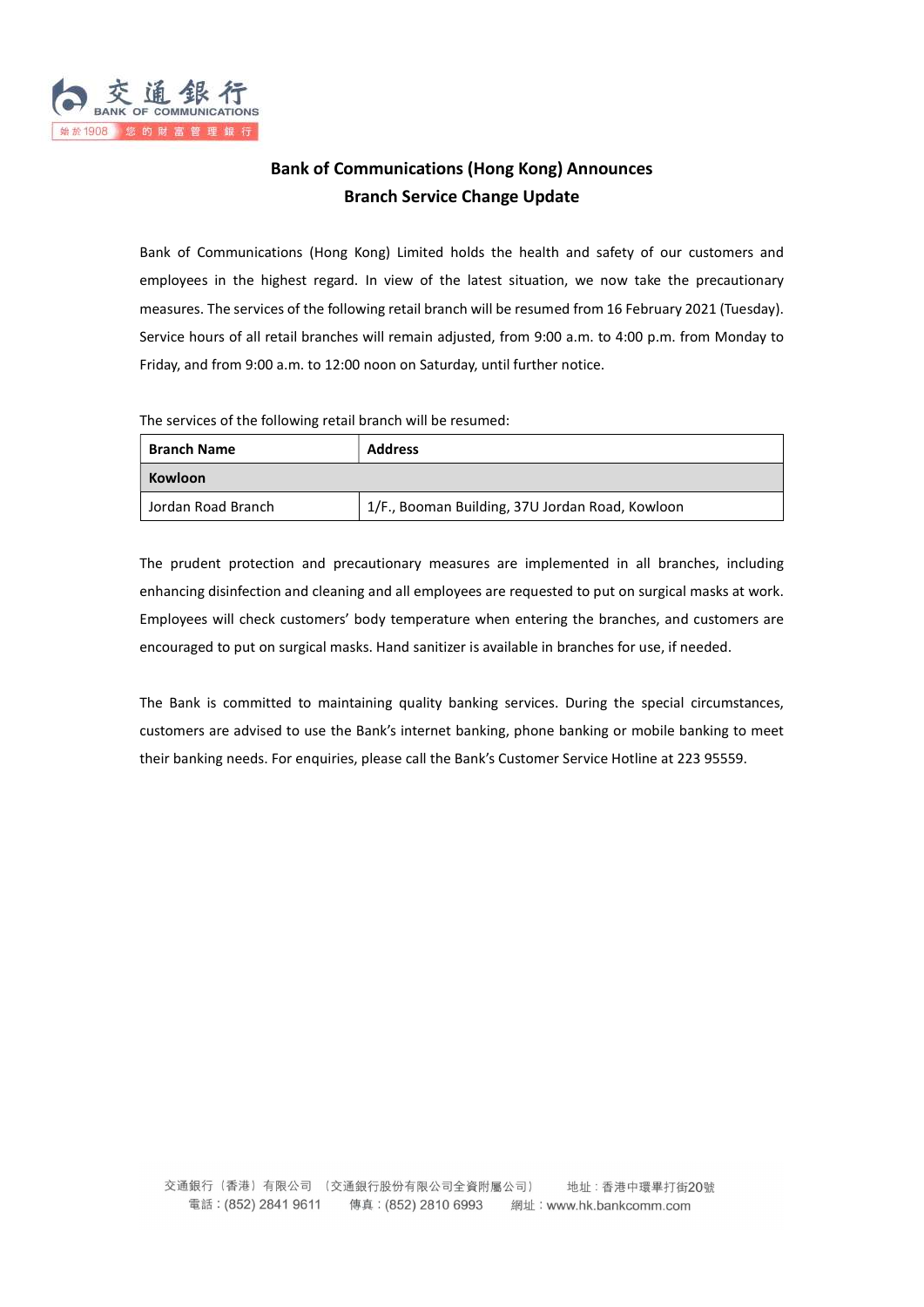# Bank of Communications (Hong Kong) Announces Branch Service Change Update

Bank of Communications (Hong Kong) Limited holds the health and safety of our customers and employees in the highest regard. In view of the latest situation, we now take the precautionary measures. The services of the following retail branch will be resumed from 16 February 2021 (Tuesday). Service hours of all retail branches will remain adjusted, from 9:00 a.m. to 4:00 p.m. from Monday to Friday, and from 9:00 a.m. to 12:00 noon on Saturday, until further notice.

The services of the following retail branch will be resumed:

| Branch Name | Address |
|---|---|
| **Kowloon** | |
| Jordan Road Branch | 1/F., Booman Building, 37U Jordan Road, Kowloon |

The prudent protection and precautionary measures are implemented in all branches, including enhancing disinfection and cleaning and all employees are requested to put on surgical masks at work. Employees will check customers' body temperature when entering the branches, and customers are encouraged to put on surgical masks. Hand sanitizer is available in branches for use, if needed.

The Bank is committed to maintaining quality banking services. During the special circumstances, customers are advised to use the Bank's internet banking, phone banking or mobile banking to meet their banking needs. For enquiries, please call the Bank's Customer Service Hotline at 223 95559.